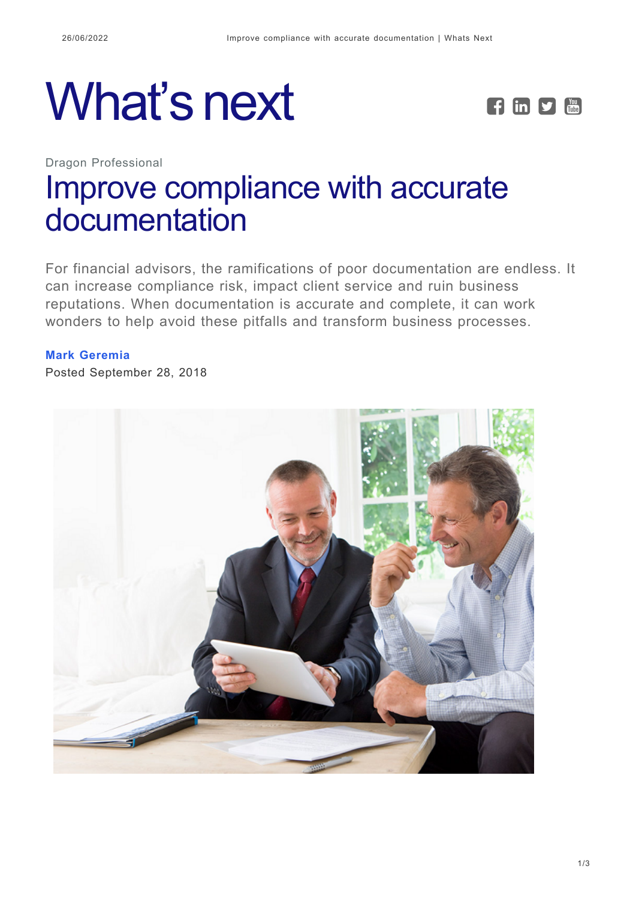# What's next

Dragon Professional

## Improve compliance with accurate documentation

For financial advisors, the ramifications of poor documentation are endless. It can increase compliance risk, impact client service and ruin business reputations. When documentation is accurate and complete, it can work wonders to help avoid these pitfalls and transform business processes.

**Mark Geremia**

Posted September 28, 2018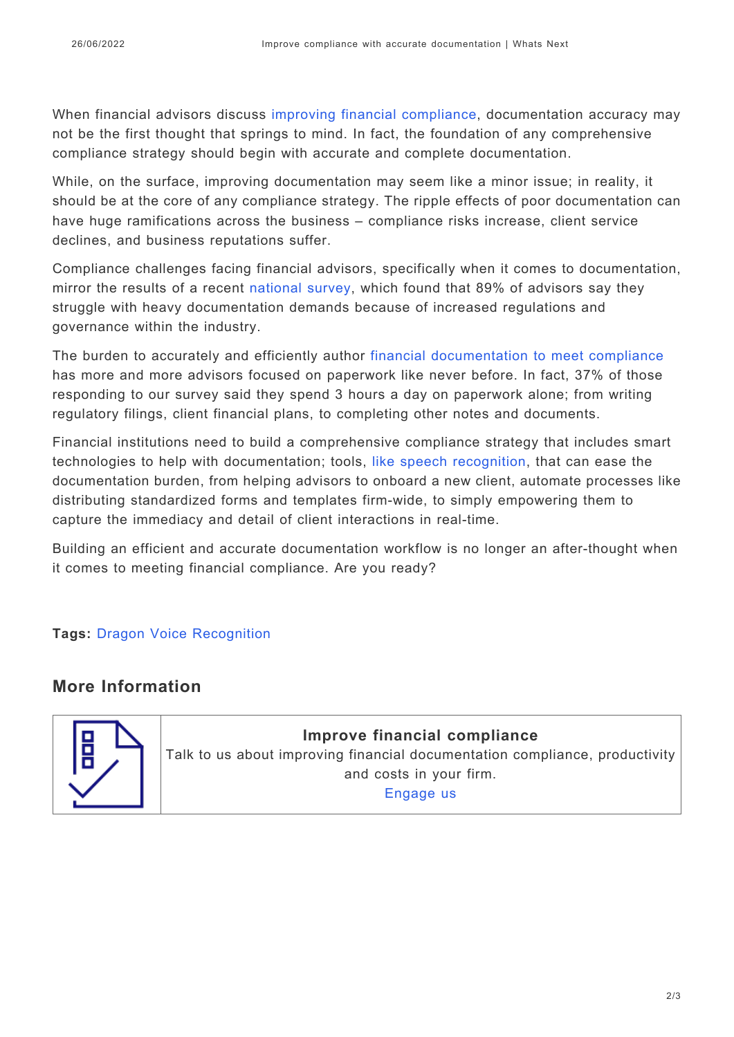When financial advisors discuss improving financial compliance, documentation accuracy may not be the first thought that springs to mind. In fact, the foundation of any comprehensive compliance strategy should begin with accurate and complete documentation.

While, on the surface, improving documentation may seem like a minor issue; in reality, it should be at the core of any compliance strategy. The ripple effects of poor documentation can have huge ramifications across the business – compliance risks increase, client service declines, and business reputations suffer.

Compliance challenges facing financial advisors, specifically when it comes to documentation, mirror the results of a recent national survey, which found that 89% of advisors say they struggle with heavy documentation demands because of increased regulations and governance within the industry.

The burden to accurately and efficiently author financial documentation to meet compliance has more and more advisors focused on paperwork like never before. In fact, 37% of those responding to our survey said they spend 3 hours a day on paperwork alone; from writing regulatory filings, client financial plans, to completing other notes and documents.

Financial institutions need to build a comprehensive compliance strategy that includes smart technologies to help with documentation; tools, like speech recognition, that can ease the documentation burden, from helping advisors to onboard a new client, automate processes like distributing standardized forms and templates firm-wide, to simply empowering them to capture the immediacy and detail of client interactions in real-time.

Building an efficient and accurate documentation workflow is no longer an after-thought when it comes to meeting financial compliance. Are you ready?

**Tags:** Dragon Voice Recognition

## More Information

| | **Improve financial compliance**<br>Talk to us about improving financial documentation compliance, productivity and costs in your firm.<br>Engage us |
|---|---|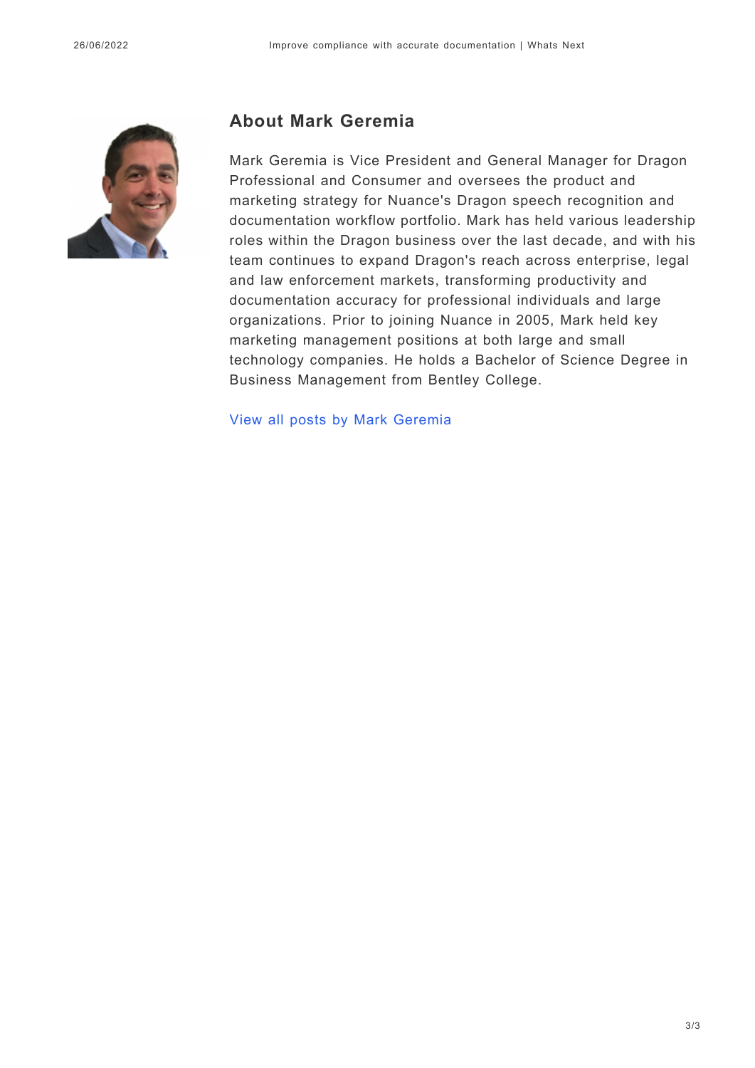## About Mark Geremia

Mark Geremia is Vice President and General Manager for Dragon Professional and Consumer and oversees the product and marketing strategy for Nuance's Dragon speech recognition and documentation workflow portfolio. Mark has held various leadership roles within the Dragon business over the last decade, and with his team continues to expand Dragon's reach across enterprise, legal and law enforcement markets, transforming productivity and documentation accuracy for professional individuals and large organizations. Prior to joining Nuance in 2005, Mark held key marketing management positions at both large and small technology companies. He holds a Bachelor of Science Degree in Business Management from Bentley College.

View all posts by Mark Geremia